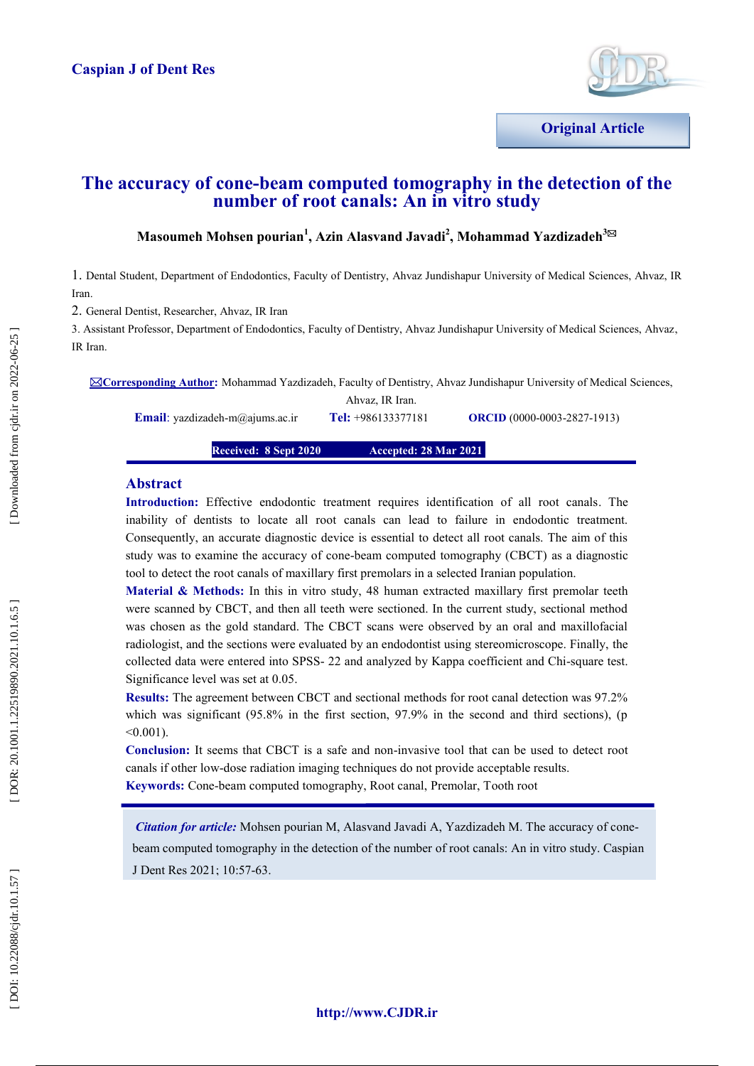**Original Article**

# The accuracy of cone-beam computed tomography in the detection of the number of root canals: An in vitro study

**Masoumeh Mohsen pourian[1], Azin Alasvand Javadi[2], Mohammad Yazdizadeh[3]✉**

1. Dental Student, Department of Endodontics, Faculty of Dentistry, Ahvaz Jundishapur University of Medical Sciences, Ahvaz, IR Iran.
2. General Dentist, Researcher, Ahvaz, IR Iran
3. Assistant Professor, Department of Endodontics, Faculty of Dentistry, Ahvaz Jundishapur University of Medical Sciences, Ahvaz, IR Iran.

✉**Corresponding Author:** Mohammad Yazdizadeh, Faculty of Dentistry, Ahvaz Jundishapur University of Medical Sciences, Ahvaz, IR Iran.

**Email**: yazdizadeh-m@ajums.ac.ir **Tel:** +986133377181 **ORCID** (0000-0003-2827-1913)

**Received: 8 Sept 2020** **Accepted: 28 Mar 2021**

## Abstract

**Introduction:** Effective endodontic treatment requires identification of all root canals. The inability of dentists to locate all root canals can lead to failure in endodontic treatment. Consequently, an accurate diagnostic device is essential to detect all root canals. The aim of this study was to examine the accuracy of cone-beam computed tomography (CBCT) as a diagnostic tool to detect the root canals of maxillary first premolars in a selected Iranian population.

**Material & Methods:** In this in vitro study, 48 human extracted maxillary first premolar teeth were scanned by CBCT, and then all teeth were sectioned. In the current study, sectional method was chosen as the gold standard. The CBCT scans were observed by an oral and maxillofacial radiologist, and the sections were evaluated by an endodontist using stereomicroscope. Finally, the collected data were entered into SPSS- 22 and analyzed by Kappa coefficient and Chi-square test. Significance level was set at 0.05.

**Results:** The agreement between CBCT and sectional methods for root canal detection was 97.2% which was significant (95.8% in the first section, 97.9% in the second and third sections), ($p < 0.001$).

**Conclusion:** It seems that CBCT is a safe and non-invasive tool that can be used to detect root canals if other low-dose radiation imaging techniques do not provide acceptable results.

**Keywords:** Cone-beam computed tomography, Root canal, Premolar, Tooth root

***Citation for article:*** Mohsen pourian M, Alasvand Javadi A, Yazdizadeh M. The accuracy of cone-beam computed tomography in the detection of the number of root canals: An in vitro study. Caspian J Dent Res 2021; 10:57-63.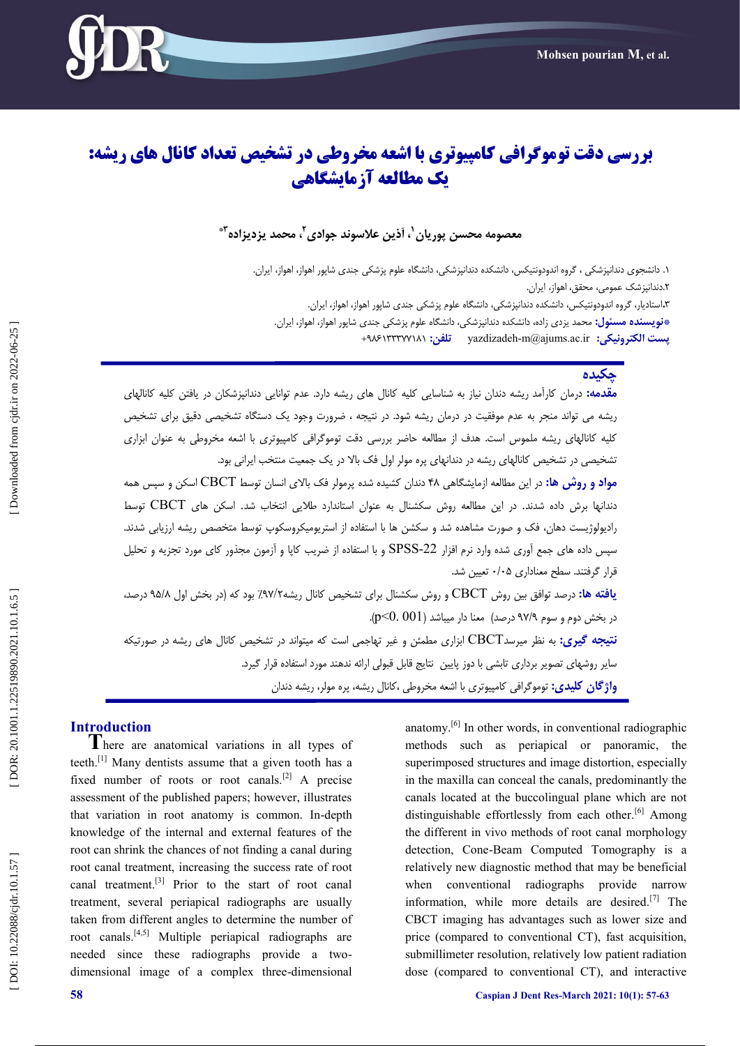# بررسی دقت توموگرافی کامپیوتری با اشعه مخروطی در تشخیص تعداد کانال های ریشه: یک مطالعه آزمایشگاهی

معصومه محسن پوریان[1]، آذین علاسوند جوادی[2]، محمد یزدیزاده[3]*

۱. دانشجوی دندانپزشکی ، گروه اندودونتیکس، دانشکده دندانپزشکی، دانشگاه علوم پزشکی جندی شاپور اهواز، اهواز، ایران.

۲.دندانپزشک عمومی، محقق، اهواز، ایران.

۳.استادیار، گروه اندودونتیکس، دانشکده دندانپزشکی، دانشگاه علوم پزشکی جندی شاپور اهواز، اهواز، ایران.

*نویسنده مسئول: محمد یزدی زاده، دانشکده دندانپزشکی، دانشگاه علوم پزشکی جندی شاپور اهواز، اهواز، ایران.

پست الکترونیکی: yazdizadeh-m@ajums.ac.ir تلفن: ۰۹۸۶۱۳۳۳۷۷۱۸۱+

## چکیده

**مقدمه:** درمان کارآمد ریشه دندان نیاز به شناسایی کلیه کانال های ریشه دارد. عدم توانایی دندانپزشکان در یافتن کلیه کانالهای ریشه می تواند منجر به عدم موفقیت در درمان ریشه شود. در نتیجه ، ضرورت وجود یک دستگاه تشخیصی دقیق برای تشخیص کلیه کانالهای ریشه ملموس است. هدف از مطالعه حاضر بررسی دقت توموگرافی کامپیوتری با اشعه مخروطی به عنوان ابزاری تشخیصی در تشخیص کانالهای ریشه در دندانهای پره مولر اول فک بالا در یک جمعیت منتخب ایرانی بود.

**مواد و روش ها:** در این مطالعه ازمایشگاهی ۴۸ دندان کشیده شده پرمولر فک بالای انسان توسط CBCT اسکن و سپس همه دندانها برش داده شدند. در این مطالعه روش سکشنال به عنوان استاندارد طلایی انتخاب شد. اسکن های CBCT توسط رادیولوژیست دهان، فک و صورت مشاهده شد و سکشن ها با استفاده از استریومیکروسکوپ توسط متخصص ریشه ارزیابی شدند. سپس داده های جمع آوری شده وارد نرم افزار SPSS-22 و با استفاده از ضریب کاپا و آزمون مجذور کای مورد تجزیه و تحلیل قرار گرفتند. سطح معناداری ۰/۰۵ تعیین شد.

**یافته ها:** درصد توافق بین روش CBCT و روش سکشنال برای تشخیص کانال ریشه۹۷/۲٪ بود که (در بخش اول ۹۵/۸ درصد، در بخش دوم و سوم ۹۷/۹ درصد) معنا دار میباشد ($p<0.001$).

**نتیجه گیری:** به نظر میرسدCBCT ابزاری مطمئن و غیر تهاجمی است که میتواند در تشخیص کانال های ریشه در صورتیکه سایر روشهای تصویر برداری تابشی با دوز پایین نتایج قابل قبولی ارائه ندهند مورد استفاده قرار گیرد.

**واژگان کلیدی:** توموگرافی کامپیوتری با اشعه مخروطی ،کانال ریشه، پره مولر، ریشه دندان

## Introduction

There are anatomical variations in all types of teeth.[1] Many dentists assume that a given tooth has a fixed number of roots or root canals.[2] A precise assessment of the published papers; however, illustrates that variation in root anatomy is common. In-depth knowledge of the internal and external features of the root can shrink the chances of not finding a canal during root canal treatment, increasing the success rate of root canal treatment.[3] Prior to the start of root canal treatment, several periapical radiographs are usually taken from different angles to determine the number of root canals.[4,5] Multiple periapical radiographs are needed since these radiographs provide a two-dimensional image of a complex three-dimensional anatomy.[6] In other words, in conventional radiographic methods such as periapical or panoramic, the superimposed structures and image distortion, especially in the maxilla can conceal the canals, predominantly the canals located at the buccolingual plane which are not distinguishable effortlessly from each other.[6] Among the different in vivo methods of root canal morphology detection, Cone-Beam Computed Tomography is a relatively new diagnostic method that may be beneficial when conventional radiographs provide narrow information, while more details are desired.[7] The CBCT imaging has advantages such as lower size and price (compared to conventional CT), fast acquisition, submillimeter resolution, relatively low patient radiation dose (compared to conventional CT), and interactive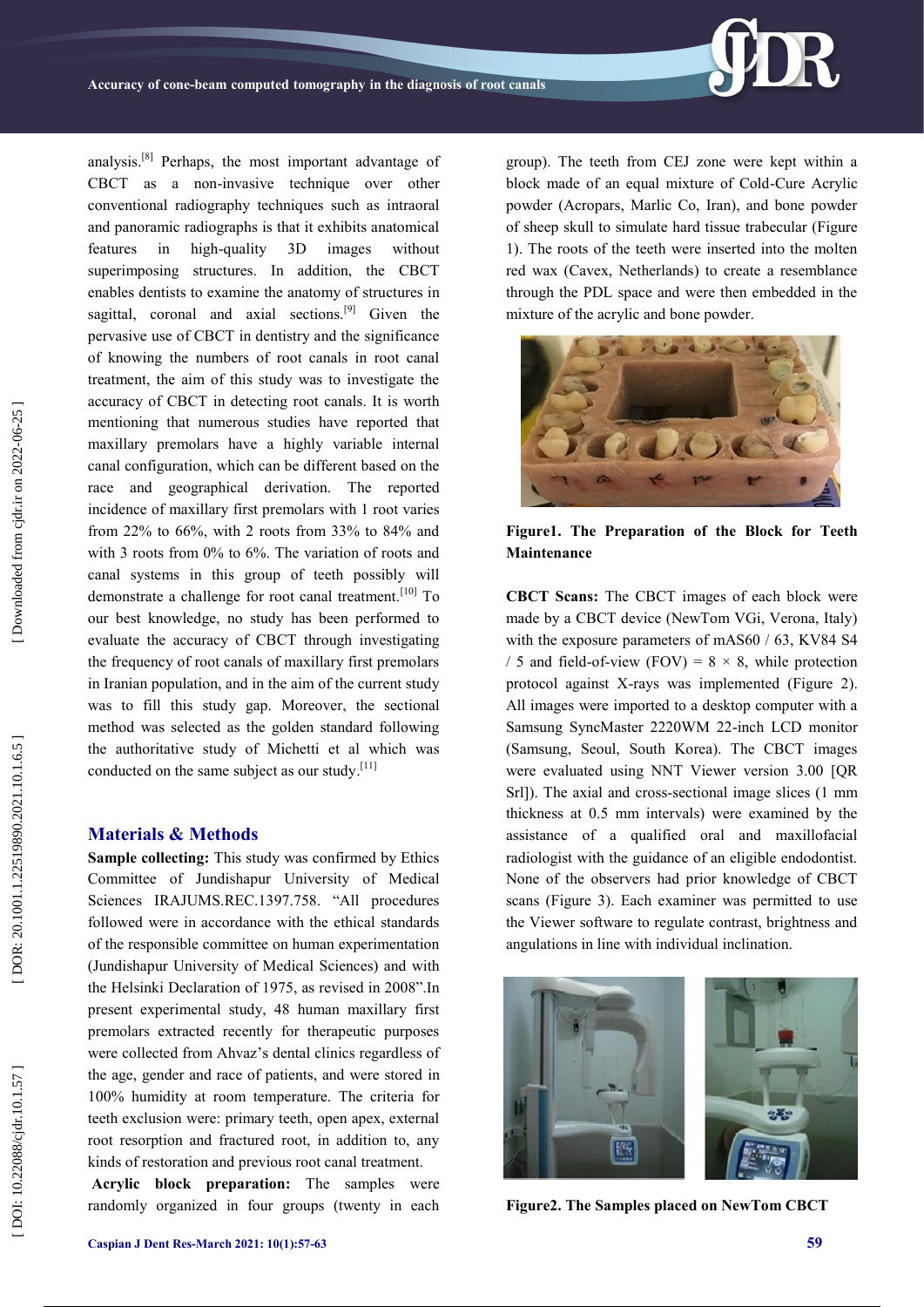analysis.[8] Perhaps, the most important advantage of CBCT as a non-invasive technique over other conventional radiography techniques such as intraoral and panoramic radiographs is that it exhibits anatomical features in high-quality 3D images without superimposing structures. In addition, the CBCT enables dentists to examine the anatomy of structures in sagittal, coronal and axial sections.[9] Given the pervasive use of CBCT in dentistry and the significance of knowing the numbers of root canals in root canal treatment, the aim of this study was to investigate the accuracy of CBCT in detecting root canals. It is worth mentioning that numerous studies have reported that maxillary premolars have a highly variable internal canal configuration, which can be different based on the race and geographical derivation. The reported incidence of maxillary first premolars with 1 root varies from 22% to 66%, with 2 roots from 33% to 84% and with 3 roots from 0% to 6%. The variation of roots and canal systems in this group of teeth possibly will demonstrate a challenge for root canal treatment.[10] To our best knowledge, no study has been performed to evaluate the accuracy of CBCT through investigating the frequency of root canals of maxillary first premolars in Iranian population, and in the aim of the current study was to fill this study gap. Moreover, the sectional method was selected as the golden standard following the authoritative study of Michetti et al which was conducted on the same subject as our study.[11]

## Materials & Methods

**Sample collecting:** This study was confirmed by Ethics Committee of Jundishapur University of Medical Sciences IRAJUMS.REC.1397.758. "All procedures followed were in accordance with the ethical standards of the responsible committee on human experimentation (Jundishapur University of Medical Sciences) and with the Helsinki Declaration of 1975, as revised in 2008".In present experimental study, 48 human maxillary first premolars extracted recently for therapeutic purposes were collected from Ahvaz's dental clinics regardless of the age, gender and race of patients, and were stored in 100% humidity at room temperature. The criteria for teeth exclusion were: primary teeth, open apex, external root resorption and fractured root, in addition to, any kinds of restoration and previous root canal treatment.

**Acrylic block preparation:** The samples were randomly organized in four groups (twenty in each group). The teeth from CEJ zone were kept within a block made of an equal mixture of Cold-Cure Acrylic powder (Acropars, Marlic Co, Iran), and bone powder of sheep skull to simulate hard tissue trabecular (Figure 1). The roots of the teeth were inserted into the molten red wax (Cavex, Netherlands) to create a resemblance through the PDL space and were then embedded in the mixture of the acrylic and bone powder.

**Figure1. The Preparation of the Block for Teeth Maintenance**

**CBCT Scans:** The CBCT images of each block were made by a CBCT device (NewTom VGi, Verona, Italy) with the exposure parameters of mAS60 / 63, KV84 S4 / 5 and field-of-view (FOV) = 8 × 8, while protection protocol against X-rays was implemented (Figure 2). All images were imported to a desktop computer with a Samsung SyncMaster 2220WM 22-inch LCD monitor (Samsung, Seoul, South Korea). The CBCT images were evaluated using NNT Viewer version 3.00 [QR Srl]). The axial and cross-sectional image slices (1 mm thickness at 0.5 mm intervals) were examined by the assistance of a qualified oral and maxillofacial radiologist with the guidance of an eligible endodontist. None of the observers had prior knowledge of CBCT scans (Figure 3). Each examiner was permitted to use the Viewer software to regulate contrast, brightness and angulations in line with individual inclination.

**Figure2. The Samples placed on NewTom CBCT**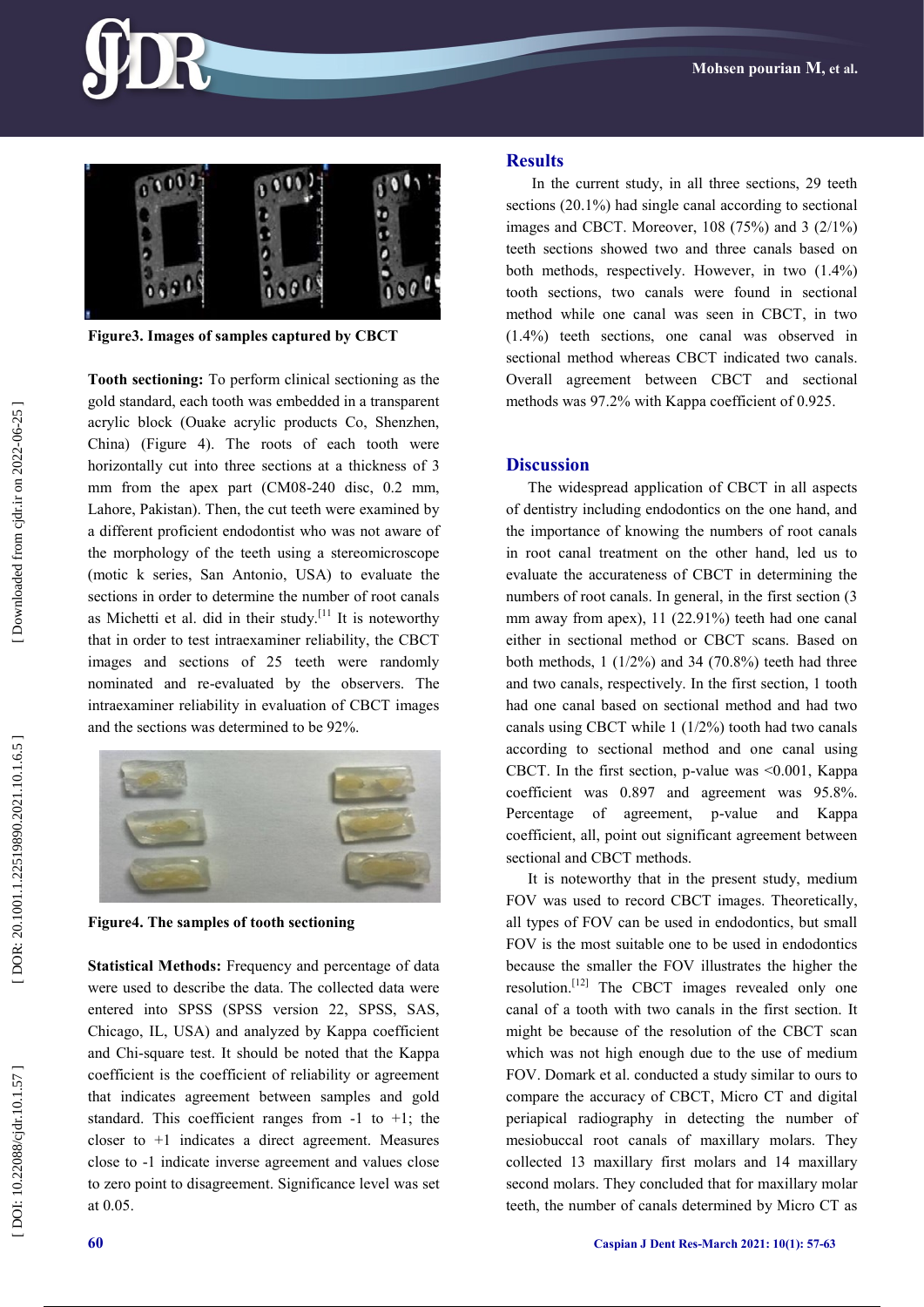Figure3. Images of samples captured by CBCT

**Tooth sectioning:** To perform clinical sectioning as the gold standard, each tooth was embedded in a transparent acrylic block (Ouake acrylic products Co, Shenzhen, China) (Figure 4). The roots of each tooth were horizontally cut into three sections at a thickness of 3 mm from the apex part (CM08-240 disc, 0.2 mm, Lahore, Pakistan). Then, the cut teeth were examined by a different proficient endodontist who was not aware of the morphology of the teeth using a stereomicroscope (motic k series, San Antonio, USA) to evaluate the sections in order to determine the number of root canals as Michetti et al. did in their study.[11] It is noteworthy that in order to test intraexaminer reliability, the CBCT images and sections of 25 teeth were randomly nominated and re-evaluated by the observers. The intraexaminer reliability in evaluation of CBCT images and the sections was determined to be 92%.

Figure4. The samples of tooth sectioning

**Statistical Methods:** Frequency and percentage of data were used to describe the data. The collected data were entered into SPSS (SPSS version 22, SPSS, SAS, Chicago, IL, USA) and analyzed by Kappa coefficient and Chi-square test. It should be noted that the Kappa coefficient is the coefficient of reliability or agreement that indicates agreement between samples and gold standard. This coefficient ranges from -1 to +1; the closer to +1 indicates a direct agreement. Measures close to -1 indicate inverse agreement and values close to zero point to disagreement. Significance level was set at 0.05.

## Results

In the current study, in all three sections, 29 teeth sections (20.1%) had single canal according to sectional images and CBCT. Moreover, 108 (75%) and 3 (2/1%) teeth sections showed two and three canals based on both methods, respectively. However, in two (1.4%) tooth sections, two canals were found in sectional method while one canal was seen in CBCT, in two (1.4%) teeth sections, one canal was observed in sectional method whereas CBCT indicated two canals. Overall agreement between CBCT and sectional methods was 97.2% with Kappa coefficient of 0.925.

## Discussion

The widespread application of CBCT in all aspects of dentistry including endodontics on the one hand, and the importance of knowing the numbers of root canals in root canal treatment on the other hand, led us to evaluate the accurateness of CBCT in determining the numbers of root canals. In general, in the first section (3 mm away from apex), 11 (22.91%) teeth had one canal either in sectional method or CBCT scans. Based on both methods, 1 (1/2%) and 34 (70.8%) teeth had three and two canals, respectively. In the first section, 1 tooth had one canal based on sectional method and had two canals using CBCT while 1 (1/2%) tooth had two canals according to sectional method and one canal using CBCT. In the first section, p-value was <0.001, Kappa coefficient was 0.897 and agreement was 95.8%. Percentage of agreement, p-value and Kappa coefficient, all, point out significant agreement between sectional and CBCT methods.

It is noteworthy that in the present study, medium FOV was used to record CBCT images. Theoretically, all types of FOV can be used in endodontics, but small FOV is the most suitable one to be used in endodontics because the smaller the FOV illustrates the higher the resolution.[12] The CBCT images revealed only one canal of a tooth with two canals in the first section. It might be because of the resolution of the CBCT scan which was not high enough due to the use of medium FOV. Domark et al. conducted a study similar to ours to compare the accuracy of CBCT, Micro CT and digital periapical radiography in detecting the number of mesiobuccal root canals of maxillary molars. They collected 13 maxillary first molars and 14 maxillary second molars. They concluded that for maxillary molar teeth, the number of canals determined by Micro CT as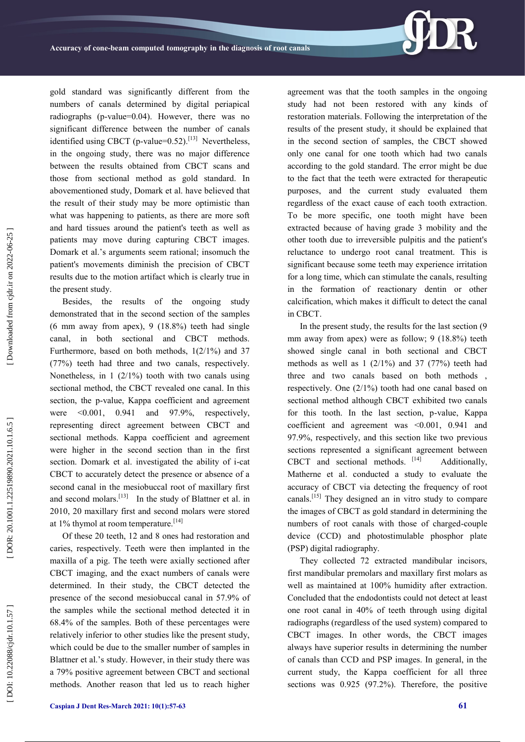gold standard was significantly different from the numbers of canals determined by digital periapical radiographs (p-value=0.04). However, there was no significant difference between the number of canals identified using CBCT (p-value=0.52).[13] Nevertheless, in the ongoing study, there was no major difference between the results obtained from CBCT scans and those from sectional method as gold standard. In abovementioned study, Domark et al. have believed that the result of their study may be more optimistic than what was happening to patients, as there are more soft and hard tissues around the patient's teeth as well as patients may move during capturing CBCT images. Domark et al.'s arguments seem rational; insomuch the patient's movements diminish the precision of CBCT results due to the motion artifact which is clearly true in the present study.

Besides, the results of the ongoing study demonstrated that in the second section of the samples (6 mm away from apex), 9 (18.8%) teeth had single canal, in both sectional and CBCT methods. Furthermore, based on both methods, 1(2/1%) and 37 (77%) teeth had three and two canals, respectively. Nonetheless, in 1 (2/1%) tooth with two canals using sectional method, the CBCT revealed one canal. In this section, the p-value, Kappa coefficient and agreement were <0.001, 0.941 and 97.9%, respectively, representing direct agreement between CBCT and sectional methods. Kappa coefficient and agreement were higher in the second section than in the first section. Domark et al. investigated the ability of i-cat CBCT to accurately detect the presence or absence of a second canal in the mesiobuccal root of maxillary first and second molars.[13] In the study of Blattner et al. in 2010, 20 maxillary first and second molars were stored at 1% thymol at room temperature.[14]

Of these 20 teeth, 12 and 8 ones had restoration and caries, respectively. Teeth were then implanted in the maxilla of a pig. The teeth were axially sectioned after CBCT imaging, and the exact numbers of canals were determined. In their study, the CBCT detected the presence of the second mesiobuccal canal in 57.9% of the samples while the sectional method detected it in 68.4% of the samples. Both of these percentages were relatively inferior to other studies like the present study, which could be due to the smaller number of samples in Blattner et al.'s study. However, in their study there was a 79% positive agreement between CBCT and sectional methods. Another reason that led us to reach higher agreement was that the tooth samples in the ongoing study had not been restored with any kinds of restoration materials. Following the interpretation of the results of the present study, it should be explained that in the second section of samples, the CBCT showed only one canal for one tooth which had two canals according to the gold standard. The error might be due to the fact that the teeth were extracted for therapeutic purposes, and the current study evaluated them regardless of the exact cause of each tooth extraction. To be more specific, one tooth might have been extracted because of having grade 3 mobility and the other tooth due to irreversible pulpitis and the patient's reluctance to undergo root canal treatment. This is significant because some teeth may experience irritation for a long time, which can stimulate the canals, resulting in the formation of reactionary dentin or other calcification, which makes it difficult to detect the canal in CBCT.

In the present study, the results for the last section (9 mm away from apex) were as follow; 9 (18.8%) teeth showed single canal in both sectional and CBCT methods as well as 1 (2/1%) and 37 (77%) teeth had three and two canals based on both methods , respectively. One (2/1%) tooth had one canal based on sectional method although CBCT exhibited two canals for this tooth. In the last section, p-value, Kappa coefficient and agreement was <0.001, 0.941 and 97.9%, respectively, and this section like two previous sections represented a significant agreement between CBCT and sectional methods.[14] Additionally, Matherne et al. conducted a study to evaluate the accuracy of CBCT via detecting the frequency of root canals.[15] They designed an in vitro study to compare the images of CBCT as gold standard in determining the numbers of root canals with those of charged-couple device (CCD) and photostimulable phosphor plate (PSP) digital radiography.

They collected 72 extracted mandibular incisors, first mandibular premolars and maxillary first molars as well as maintained at 100% humidity after extraction. Concluded that the endodontists could not detect at least one root canal in 40% of teeth through using digital radiographs (regardless of the used system) compared to CBCT images. In other words, the CBCT images always have superior results in determining the number of canals than CCD and PSP images. In general, in the current study, the Kappa coefficient for all three sections was 0.925 (97.2%). Therefore, the positive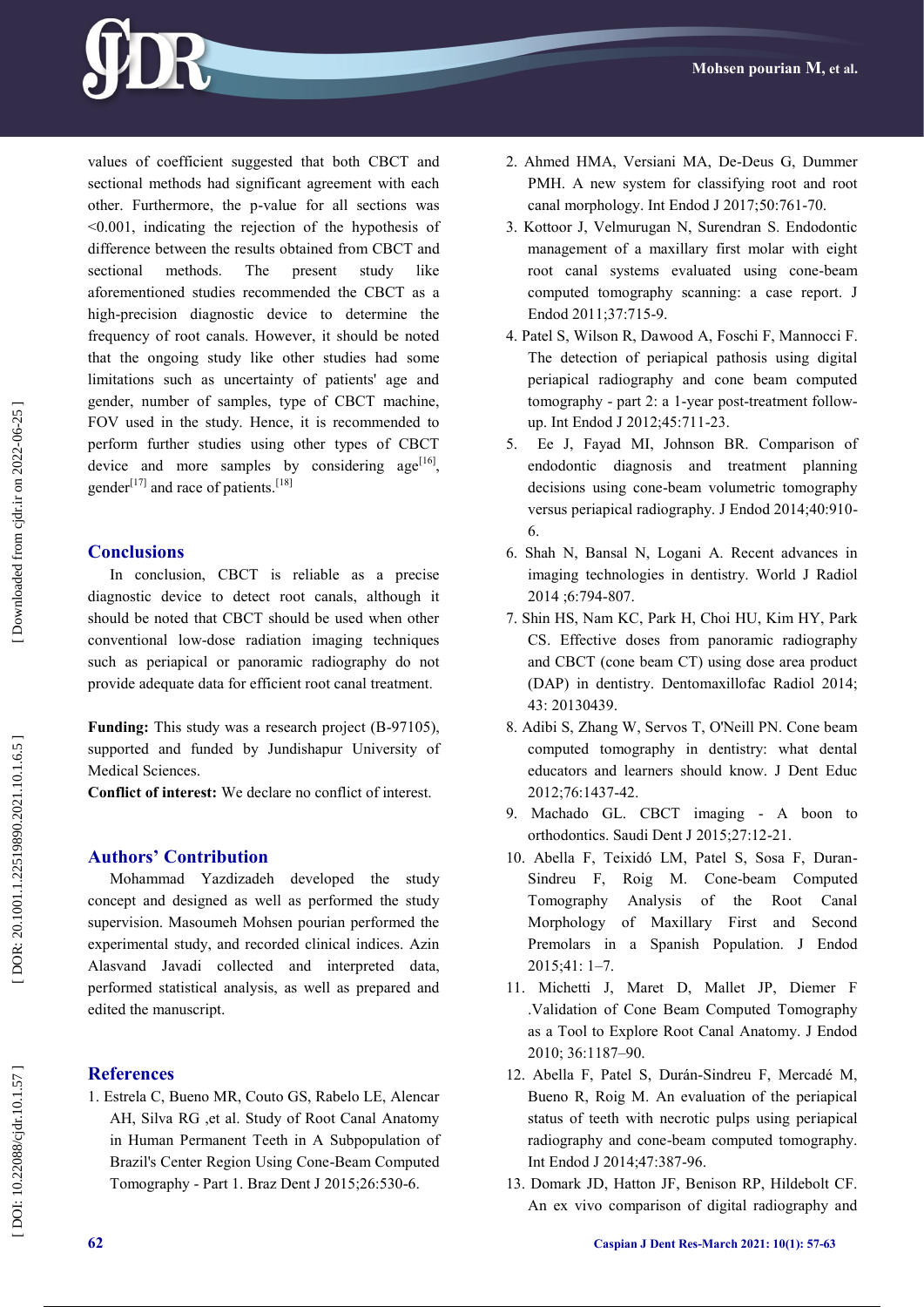values of coefficient suggested that both CBCT and sectional methods had significant agreement with each other. Furthermore, the p-value for all sections was <0.001, indicating the rejection of the hypothesis of difference between the results obtained from CBCT and sectional methods. The present study like aforementioned studies recommended the CBCT as a high-precision diagnostic device to determine the frequency of root canals. However, it should be noted that the ongoing study like other studies had some limitations such as uncertainty of patients' age and gender, number of samples, type of CBCT machine, FOV used in the study. Hence, it is recommended to perform further studies using other types of CBCT device and more samples by considering age[16], gender[17] and race of patients.[18]

## Conclusions

In conclusion, CBCT is reliable as a precise diagnostic device to detect root canals, although it should be noted that CBCT should be used when other conventional low-dose radiation imaging techniques such as periapical or panoramic radiography do not provide adequate data for efficient root canal treatment.

**Funding:** This study was a research project (B-97105), supported and funded by Jundishapur University of Medical Sciences.

**Conflict of interest:** We declare no conflict of interest.

## Authors' Contribution

Mohammad Yazdizadeh developed the study concept and designed as well as performed the study supervision. Masoumeh Mohsen pourian performed the experimental study, and recorded clinical indices. Azin Alasvand Javadi collected and interpreted data, performed statistical analysis, as well as prepared and edited the manuscript.

## References

1. Estrela C, Bueno MR, Couto GS, Rabelo LE, Alencar AH, Silva RG ,et al. Study of Root Canal Anatomy in Human Permanent Teeth in A Subpopulation of Brazil's Center Region Using Cone-Beam Computed Tomography - Part 1. Braz Dent J 2015;26:530-6.
2. Ahmed HMA, Versiani MA, De-Deus G, Dummer PMH. A new system for classifying root and root canal morphology. Int Endod J 2017;50:761-70.
3. Kottoor J, Velmurugan N, Surendran S. Endodontic management of a maxillary first molar with eight root canal systems evaluated using cone-beam computed tomography scanning: a case report. J Endod 2011;37:715-9.
4. Patel S, Wilson R, Dawood A, Foschi F, Mannocci F. The detection of periapical pathosis using digital periapical radiography and cone beam computed tomography - part 2: a 1-year post-treatment follow-up. Int Endod J 2012;45:711-23.
5. Ee J, Fayad MI, Johnson BR. Comparison of endodontic diagnosis and treatment planning decisions using cone-beam volumetric tomography versus periapical radiography. J Endod 2014;40:910-6.
6. Shah N, Bansal N, Logani A. Recent advances in imaging technologies in dentistry. World J Radiol 2014 ;6:794-807.
7. Shin HS, Nam KC, Park H, Choi HU, Kim HY, Park CS. Effective doses from panoramic radiography and CBCT (cone beam CT) using dose area product (DAP) in dentistry. Dentomaxillofac Radiol 2014; 43: 20130439.
8. Adibi S, Zhang W, Servos T, O'Neill PN. Cone beam computed tomography in dentistry: what dental educators and learners should know. J Dent Educ 2012;76:1437-42.
9. Machado GL. CBCT imaging - A boon to orthodontics. Saudi Dent J 2015;27:12-21.
10. Abella F, Teixidó LM, Patel S, Sosa F, Duran-Sindreu F, Roig M. Cone-beam Computed Tomography Analysis of the Root Canal Morphology of Maxillary First and Second Premolars in a Spanish Population. J Endod 2015;41: 1–7.
11. Michetti J, Maret D, Mallet JP, Diemer F .Validation of Cone Beam Computed Tomography as a Tool to Explore Root Canal Anatomy. J Endod 2010; 36:1187–90.
12. Abella F, Patel S, Durán-Sindreu F, Mercadé M, Bueno R, Roig M. An evaluation of the periapical status of teeth with necrotic pulps using periapical radiography and cone-beam computed tomography. Int Endod J 2014;47:387-96.
13. Domark JD, Hatton JF, Benison RP, Hildebolt CF. An ex vivo comparison of digital radiography and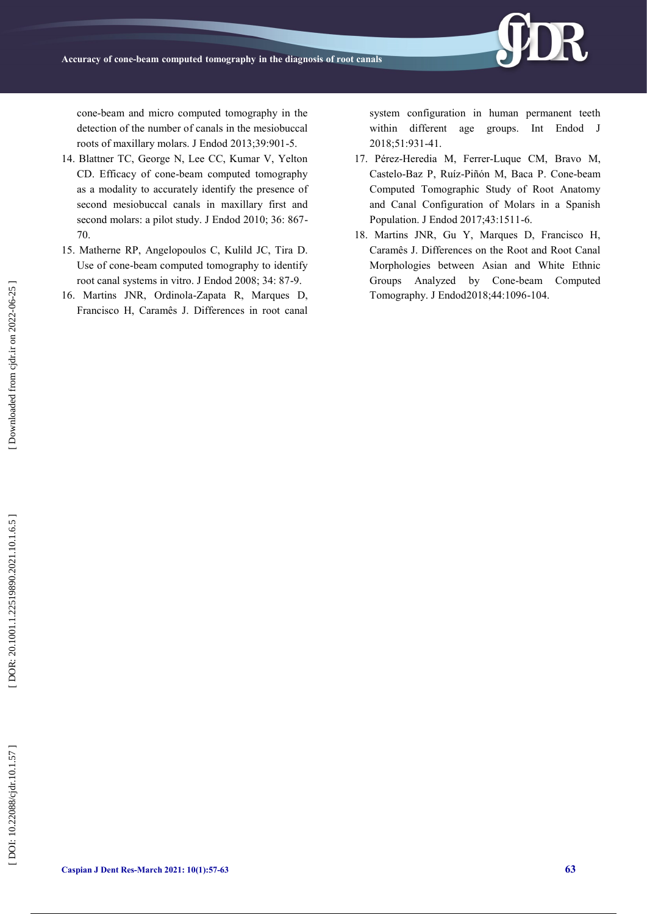cone-beam and micro computed tomography in the detection of the number of canals in the mesiobuccal roots of maxillary molars. J Endod 2013;39:901-5.

14. Blattner TC, George N, Lee CC, Kumar V, Yelton CD. Efficacy of cone-beam computed tomography as a modality to accurately identify the presence of second mesiobuccal canals in maxillary first and second molars: a pilot study. J Endod 2010; 36: 867-70.
15. Matherne RP, Angelopoulos C, Kulild JC, Tira D. Use of cone-beam computed tomography to identify root canal systems in vitro. J Endod 2008; 34: 87-9.
16. Martins JNR, Ordinola-Zapata R, Marques D, Francisco H, Caramês J. Differences in root canal system configuration in human permanent teeth within different age groups. Int Endod J 2018;51:931-41.
17. Pérez-Heredia M, Ferrer-Luque CM, Bravo M, Castelo-Baz P, Ruíz-Piñón M, Baca P. Cone-beam Computed Tomographic Study of Root Anatomy and Canal Configuration of Molars in a Spanish Population. J Endod 2017;43:1511-6.
18. Martins JNR, Gu Y, Marques D, Francisco H, Caramês J. Differences on the Root and Root Canal Morphologies between Asian and White Ethnic Groups Analyzed by Cone-beam Computed Tomography. J Endod2018;44:1096-104.